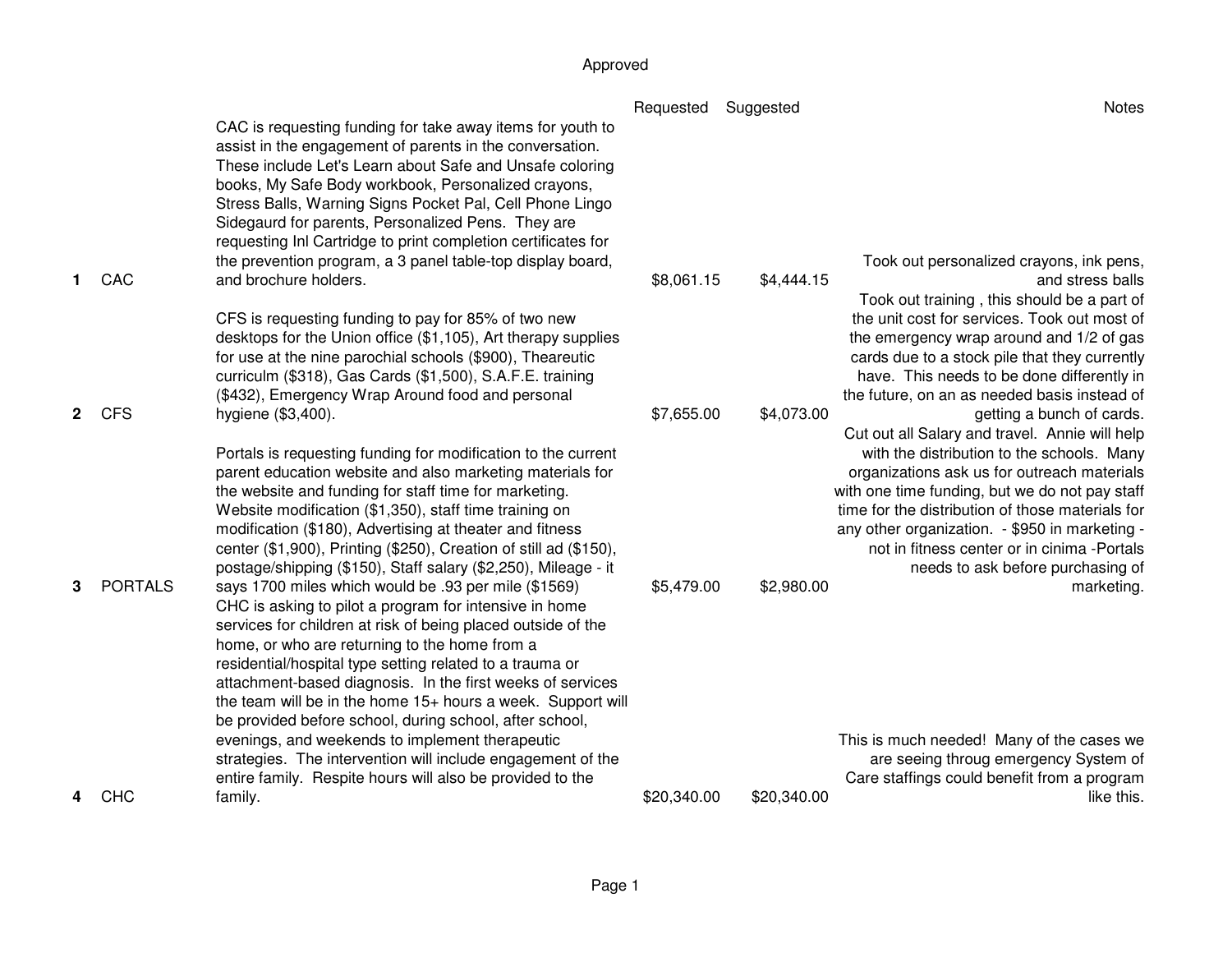# Approved

| # | Agency | Description | Requested | Suggested | Notes |
|---|---|---|---|---|---|
| 1 | CAC | CAC is requesting funding for take away items for youth to assist in the engagement of parents in the conversation. These include Let's Learn about Safe and Unsafe coloring books, My Safe Body workbook, Personalized crayons, Stress Balls, Warning Signs Pocket Pal, Cell Phone Lingo Sidegaurd for parents, Personalized Pens. They are requesting Inl Cartridge to print completion certificates for the prevention program, a 3 panel table-top display board, and brochure holders. | $8,061.15 | $4,444.15 | Took out personalized crayons, ink pens, and stress balls |
| 2 | CFS | CFS is requesting funding to pay for 85% of two new desktops for the Union office ($1,105), Art therapy supplies for use at the nine parochial schools ($900), Theareutic curriculm ($318), Gas Cards ($1,500), S.A.F.E. training ($432), Emergency Wrap Around food and personal hygiene ($3,400). | $7,655.00 | $4,073.00 | Took out training , this should be a part of the unit cost for services. Took out most of the emergency wrap around and 1/2 of gas cards due to a stock pile that they currently have. This needs to be done differently in the future, on an as needed basis instead of getting a bunch of cards. |
| 3 | PORTALS | Portals is requesting funding for modification to the current parent education website and also marketing materials for the website and funding for staff time for marketing. Website modification ($1,350), staff time training on modification ($180), Advertising at theater and fitness center ($1,900), Printing ($250), Creation of still ad ($150), postage/shipping ($150), Staff salary ($2,250), Mileage - it says 1700 miles which would be .93 per mile ($1569) | $5,479.00 | $2,980.00 | Cut out all Salary and travel. Annie will help with the distribution to the schools. Many organizations ask us for outreach materials with one time funding, but we do not pay staff time for the distribution of those materials for any other organization. - $950 in marketing - not in fitness center or in cinima -Portals needs to ask before purchasing of marketing. |
| 4 | CHC | CHC is asking to pilot a program for intensive in home services for children at risk of being placed outside of the home, or who are returning to the home from a residential/hospital type setting related to a trauma or attachment-based diagnosis. In the first weeks of services the team will be in the home 15+ hours a week. Support will be provided before school, during school, after school, evenings, and weekends to implement therapeutic strategies. The intervention will include engagement of the entire family. Respite hours will also be provided to the family. | $20,340.00 | $20,340.00 | This is much needed! Many of the cases we are seeing throug emergency System of Care staffings could benefit from a program like this. |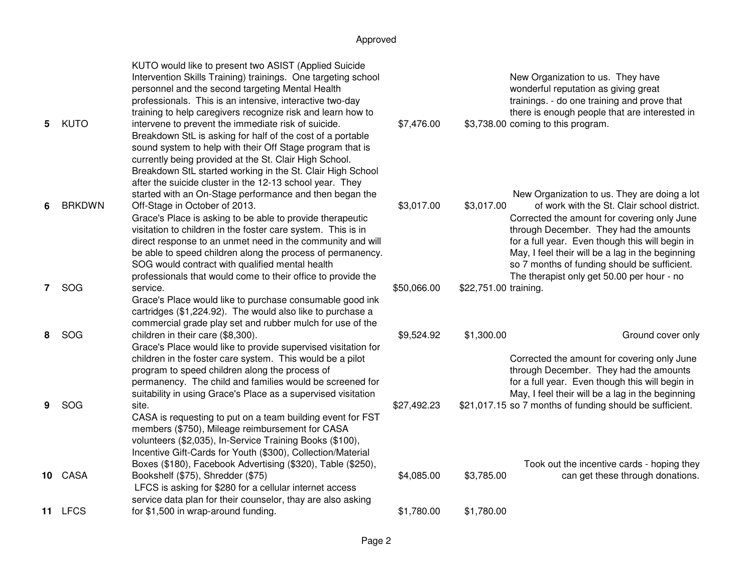Approved

| # | Org | Request | Requested | Approved | Comments |
|---|---|---|---|---|---|
| 5 | KUTO | KUTO would like to present two ASIST (Applied Suicide Intervention Skills Training) trainings. One targeting school personnel and the second targeting Mental Health professionals. This is an intensive, interactive two-day training to help caregivers recognize risk and learn how to intervene to prevent the immediate risk of suicide. | $7,476.00 | $3,738.00 | New Organization to us. They have wonderful reputation as giving great trainings. - do one training and prove that there is enough people that are interested in coming to this program. |
| 6 | BRKDWN | Breakdown StL is asking for half of the cost of a portable sound system to help with their Off Stage program that is currently being provided at the St. Clair High School. Breakdown StL started working in the St. Clair High School after the suicide cluster in the 12-13 school year. They started with an On-Stage performance and then began the Off-Stage in October of 2013. | $3,017.00 | $3,017.00 | New Organization to us. They are doing a lot of work with the St. Clair school district. |
| 7 | SOG | Grace's Place is asking to be able to provide therapeutic visitation to children in the foster care system. This is in direct response to an unmet need in the community and will be able to speed children along the process of permanency. SOG would contract with qualified mental health professionals that would come to their office to provide the service. | $50,066.00 | $22,751.00 | Corrected the amount for covering only June through December. They had the amounts for a full year. Even though this will begin in May, I feel their will be a lag in the beginning so 7 months of funding should be sufficient. The therapist only get 50.00 per hour - no training. |
| 8 | SOG | Grace's Place would like to purchase consumable good ink cartridges ($1,224.92). The would also like to purchase a commercial grade play set and rubber mulch for use of the children in their care ($8,300). | $9,524.92 | $1,300.00 | Ground cover only |
| 9 | SOG | Grace's Place would like to provide supervised visitation for children in the foster care system. This would be a pilot program to speed children along the process of permanency. The child and families would be screened for suitability in using Grace's Place as a supervised visitation site. | $27,492.23 | $21,017.15 | Corrected the amount for covering only June through December. They had the amounts for a full year. Even though this will begin in May, I feel their will be a lag in the beginning so 7 months of funding should be sufficient. |
| 10 | CASA | CASA is requesting to put on a team building event for FST members ($750), Mileage reimbursement for CASA volunteers ($2,035), In-Service Training Books ($100), Incentive Gift-Cards for Youth ($300), Collection/Material Boxes ($180), Facebook Advertising ($320), Table ($250), Bookshelf ($75), Shredder ($75) | $4,085.00 | $3,785.00 | Took out the incentive cards - hoping they can get these through donations. |
| 11 | LFCS | LFCS is asking for $280 for a cellular internet access service data plan for their counselor, thay are also asking for $1,500 in wrap-around funding. | $1,780.00 | $1,780.00 | |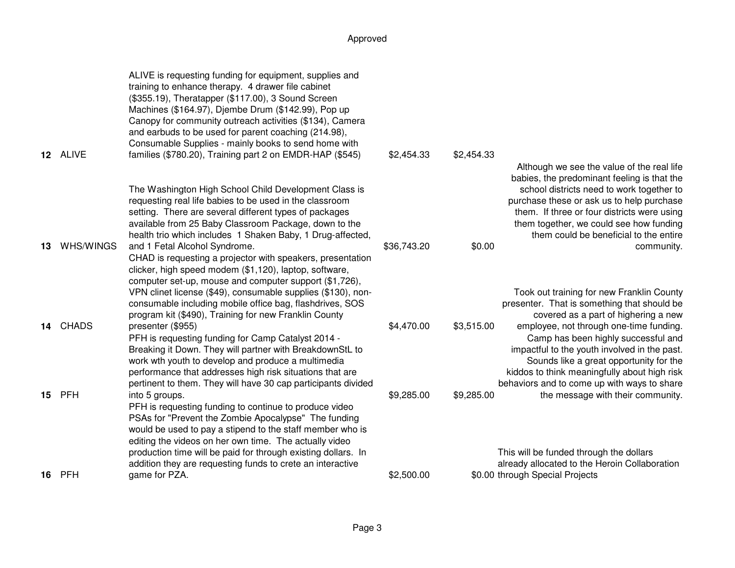Approved

| # | Agency | Description | Requested | Approved | Comments |
|---|---|---|---|---|---|
| 12 | ALIVE | ALIVE is requesting funding for equipment, supplies and training to enhance therapy. 4 drawer file cabinet ($355.19), Theratapper ($117.00), 3 Sound Screen Machines ($164.97), Djembe Drum ($142.99), Pop up Canopy for community outreach activities ($134), Camera and earbuds to be used for parent coaching (214.98), Consumable Supplies - mainly books to send home with families ($780.20), Training part 2 on EMDR-HAP ($545) | $2,454.33 | $2,454.33 | |
| 13 | WHS/WINGS | The Washington High School Child Development Class is requesting real life babies to be used in the classroom setting. There are several different types of packages available from 25 Baby Classroom Package, down to the health trio which includes 1 Shaken Baby, 1 Drug-affected, and 1 Fetal Alcohol Syndrome. | $36,743.20 | $0.00 | Although we see the value of the real life babies, the predominant feeling is that the school districts need to work together to purchase these or ask us to help purchase them. If three or four districts were using them together, we could see how funding them could be beneficial to the entire community. |
| 14 | CHADS | CHAD is requesting a projector with speakers, presentation clicker, high speed modem ($1,120), laptop, software, computer set-up, mouse and computer support ($1,726), VPN clinet license ($49), consumable supplies ($130), non-consumable including mobile office bag, flashdrives, SOS program kit ($490), Training for new Franklin County presenter ($955) | $4,470.00 | $3,515.00 | Took out training for new Franklin County presenter. That is something that should be covered as a part of highering a new employee, not through one-time funding. |
| 15 | PFH | PFH is requesting funding for Camp Catalyst 2014 - Breaking it Down. They will partner with BreakdownStL to work wth youth to develop and produce a multimedia performance that addresses high risk situations that are pertinent to them. They will have 30 cap participants divided into 5 groups. | $9,285.00 | $9,285.00 | Camp has been highly successful and impactful to the youth involved in the past. Sounds like a great opportunity for the kiddos to think meaningfully about high risk behaviors and to come up with ways to share the message with their community. |
| 16 | PFH | PFH is requesting funding to continue to produce video PSAs for "Prevent the Zombie Apocalypse" The funding would be used to pay a stipend to the staff member who is editing the videos on her own time. The actually video production time will be paid for through existing dollars. In addition they are requesting funds to crete an interactive game for PZA. | $2,500.00 | $0.00 | This will be funded through the dollars already allocated to the Heroin Collaboration through Special Projects |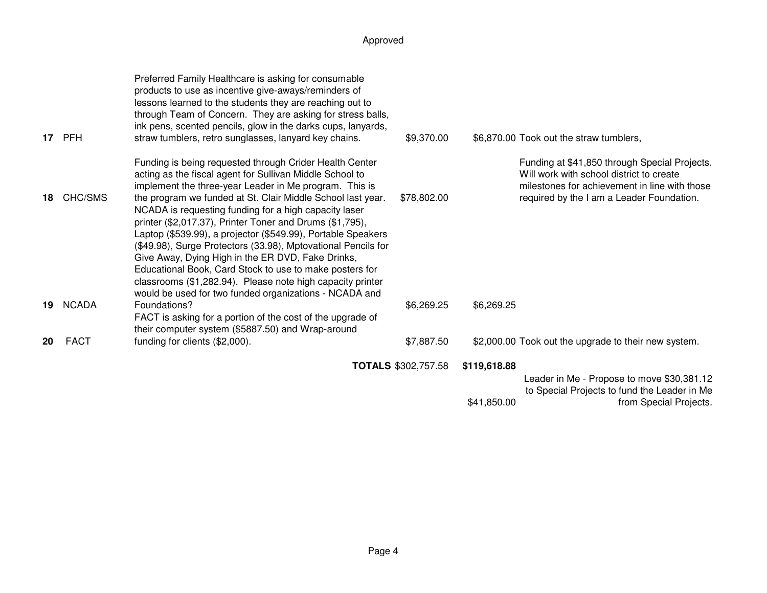Approved

| | | | | | |
|---|---|---|---|---|---|
| **17** | PFH | Preferred Family Healthcare is asking for consumable products to use as incentive give-aways/reminders of lessons learned to the students they are reaching out to through Team of Concern. They are asking for stress balls, ink pens, scented pencils, glow in the darks cups, lanyards, straw tumblers, retro sunglasses, lanyard key chains. | $9,370.00 | $6,870.00 | Took out the straw tumblers, |
| **18** | CHC/SMS | Funding is being requested through Crider Health Center acting as the fiscal agent for Sullivan Middle School to implement the three-year Leader in Me program. This is the program we funded at St. Clair Middle School last year. | $78,802.00 | | Funding at $41,850 through Special Projects. Will work with school district to create milestones for achievement in line with those required by the I am a Leader Foundation. |
| **19** | NCADA | NCADA is requesting funding for a high capacity laser printer ($2,017.37), Printer Toner and Drums ($1,795), Laptop ($539.99), a projector ($549.99), Portable Speakers ($49.98), Surge Protectors (33.98), Mptovational Pencils for Give Away, Dying High in the ER DVD, Fake Drinks, Educational Book, Card Stock to use to make posters for classrooms ($1,282.94). Please note high capacity printer would be used for two funded organizations - NCADA and Foundations? | $6,269.25 | $6,269.25 | |
| **20** | FACT | FACT is asking for a portion of the cost of the upgrade of their computer system ($5887.50) and Wrap-around funding for clients ($2,000). | $7,887.50 | $2,000.00 | Took out the upgrade to their new system. |
| | | **TOTALS** | $302,757.58 | **$119,618.88** | |
| | | | | $41,850.00 | Leader in Me - Propose to move $30,381.12 to Special Projects to fund the Leader in Me from Special Projects. |